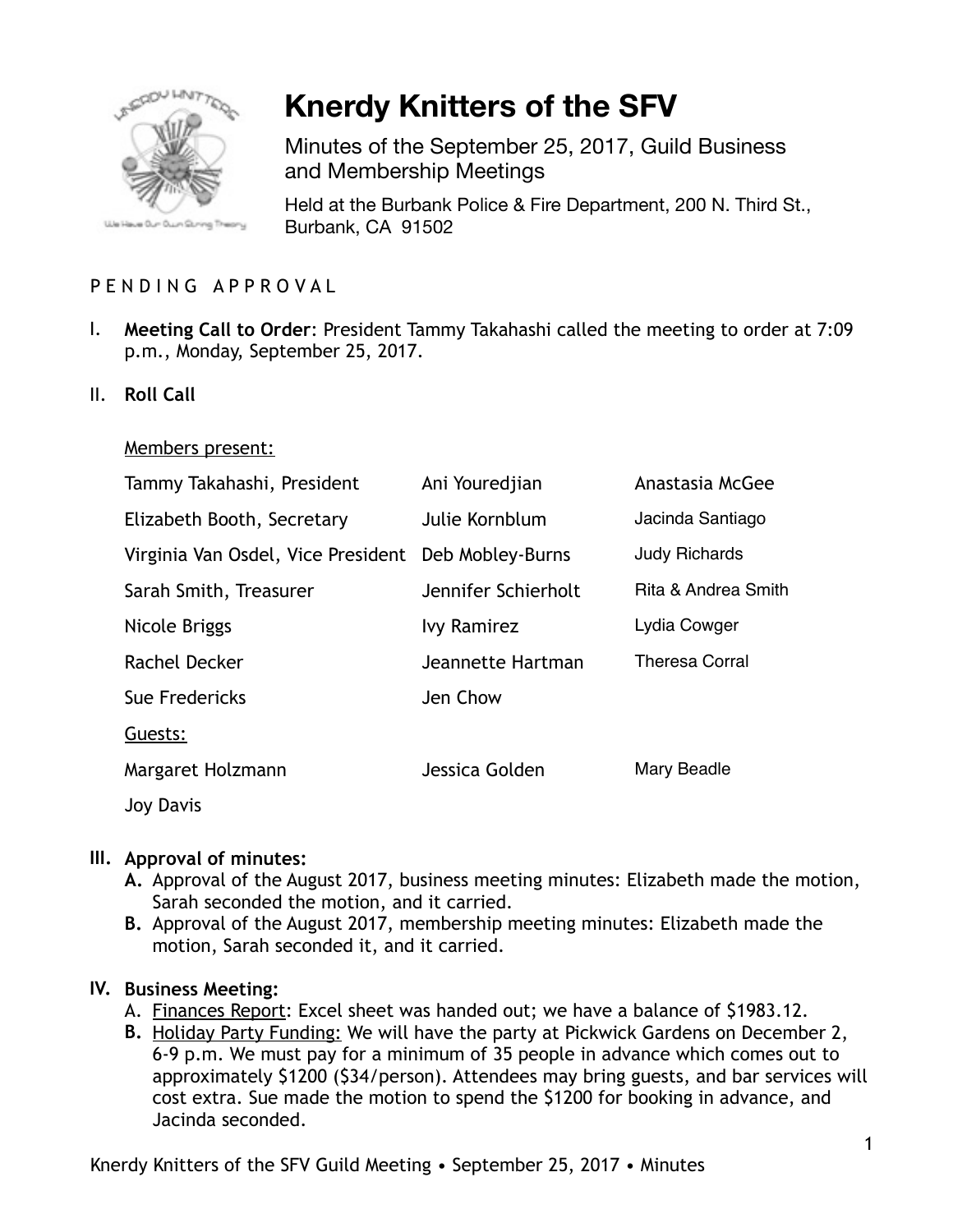# Knerdy Knitters of the SFV

Minutes of the September 25, 2017, Guild Business and Membership Meetings

Held at the Burbank Police & Fire Department, 200 N. Third St., Burbank, CA 91502

P E N D I N G   A P P R O V A L

I. **Meeting Call to Order**: President Tammy Takahashi called the meeting to order at 7:09 p.m., Monday, September 25, 2017.

II. **Roll Call**

Members present:

| | | |
|---|---|---|
| Tammy Takahashi, President | Ani Youredjian | Anastasia McGee |
| Elizabeth Booth, Secretary | Julie Kornblum | Jacinda Santiago |
| Virginia Van Osdel, Vice President | Deb Mobley-Burns | Judy Richards |
| Sarah Smith, Treasurer | Jennifer Schierholt | Rita & Andrea Smith |
| Nicole Briggs | Ivy Ramirez | Lydia Cowger |
| Rachel Decker | Jeannette Hartman | Theresa Corral |
| Sue Fredericks | Jen Chow | |

Guests:

| | | |
|---|---|---|
| Margaret Holzmann | Jessica Golden | Mary Beadle |
| Joy Davis | | |

III. **Approval of minutes:**

A. Approval of the August 2017, business meeting minutes: Elizabeth made the motion, Sarah seconded the motion, and it carried.

B. Approval of the August 2017, membership meeting minutes: Elizabeth made the motion, Sarah seconded it, and it carried.

IV. **Business Meeting:**

A. Finances Report: Excel sheet was handed out; we have a balance of $1983.12.

B. Holiday Party Funding: We will have the party at Pickwick Gardens on December 2, 6-9 p.m. We must pay for a minimum of 35 people in advance which comes out to approximately $1200 ($34/person). Attendees may bring guests, and bar services will cost extra. Sue made the motion to spend the $1200 for booking in advance, and Jacinda seconded.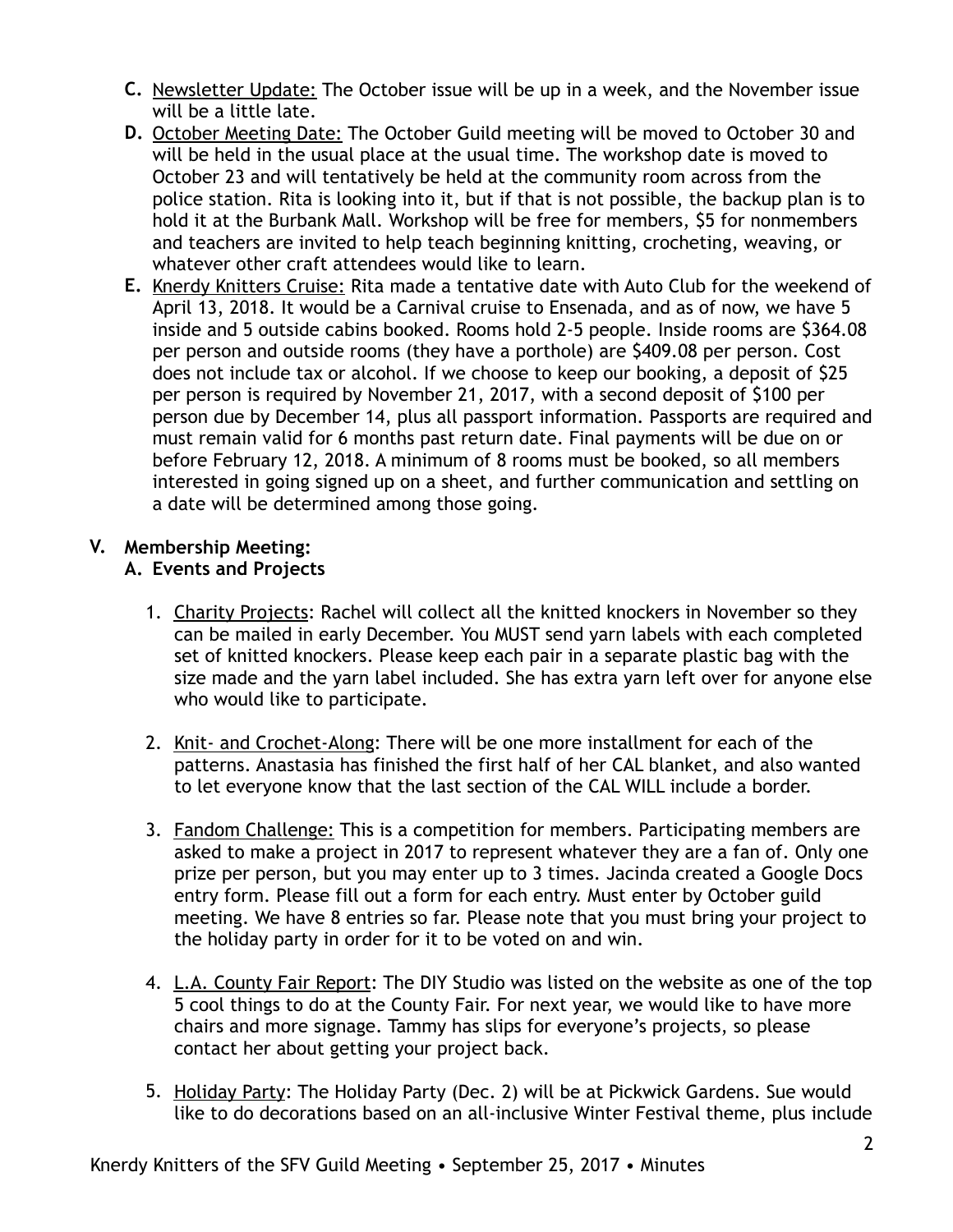C. <u>Newsletter Update:</u> The October issue will be up in a week, and the November issue will be a little late.

D. <u>October Meeting Date:</u> The October Guild meeting will be moved to October 30 and will be held in the usual place at the usual time. The workshop date is moved to October 23 and will tentatively be held at the community room across from the police station. Rita is looking into it, but if that is not possible, the backup plan is to hold it at the Burbank Mall. Workshop will be free for members, $5 for nonmembers and teachers are invited to help teach beginning knitting, crocheting, weaving, or whatever other craft attendees would like to learn.

E. <u>Knerdy Knitters Cruise:</u> Rita made a tentative date with Auto Club for the weekend of April 13, 2018. It would be a Carnival cruise to Ensenada, and as of now, we have 5 inside and 5 outside cabins booked. Rooms hold 2-5 people. Inside rooms are $364.08 per person and outside rooms (they have a porthole) are $409.08 per person. Cost does not include tax or alcohol. If we choose to keep our booking, a deposit of $25 per person is required by November 21, 2017, with a second deposit of $100 per person due by December 14, plus all passport information. Passports are required and must remain valid for 6 months past return date. Final payments will be due on or before February 12, 2018. A minimum of 8 rooms must be booked, so all members interested in going signed up on a sheet, and further communication and settling on a date will be determined among those going.

## V. Membership Meeting:

### A. Events and Projects

1. <u>Charity Projects</u>: Rachel will collect all the knitted knockers in November so they can be mailed in early December. You MUST send yarn labels with each completed set of knitted knockers. Please keep each pair in a separate plastic bag with the size made and the yarn label included. She has extra yarn left over for anyone else who would like to participate.

2. <u>Knit- and Crochet-Along</u>: There will be one more installment for each of the patterns. Anastasia has finished the first half of her CAL blanket, and also wanted to let everyone know that the last section of the CAL WILL include a border.

3. <u>Fandom Challenge:</u> This is a competition for members. Participating members are asked to make a project in 2017 to represent whatever they are a fan of. Only one prize per person, but you may enter up to 3 times. Jacinda created a Google Docs entry form. Please fill out a form for each entry. Must enter by October guild meeting. We have 8 entries so far. Please note that you must bring your project to the holiday party in order for it to be voted on and win.

4. <u>L.A. County Fair Report</u>: The DIY Studio was listed on the website as one of the top 5 cool things to do at the County Fair. For next year, we would like to have more chairs and more signage. Tammy has slips for everyone's projects, so please contact her about getting your project back.

5. <u>Holiday Party</u>: The Holiday Party (Dec. 2) will be at Pickwick Gardens. Sue would like to do decorations based on an all-inclusive Winter Festival theme, plus include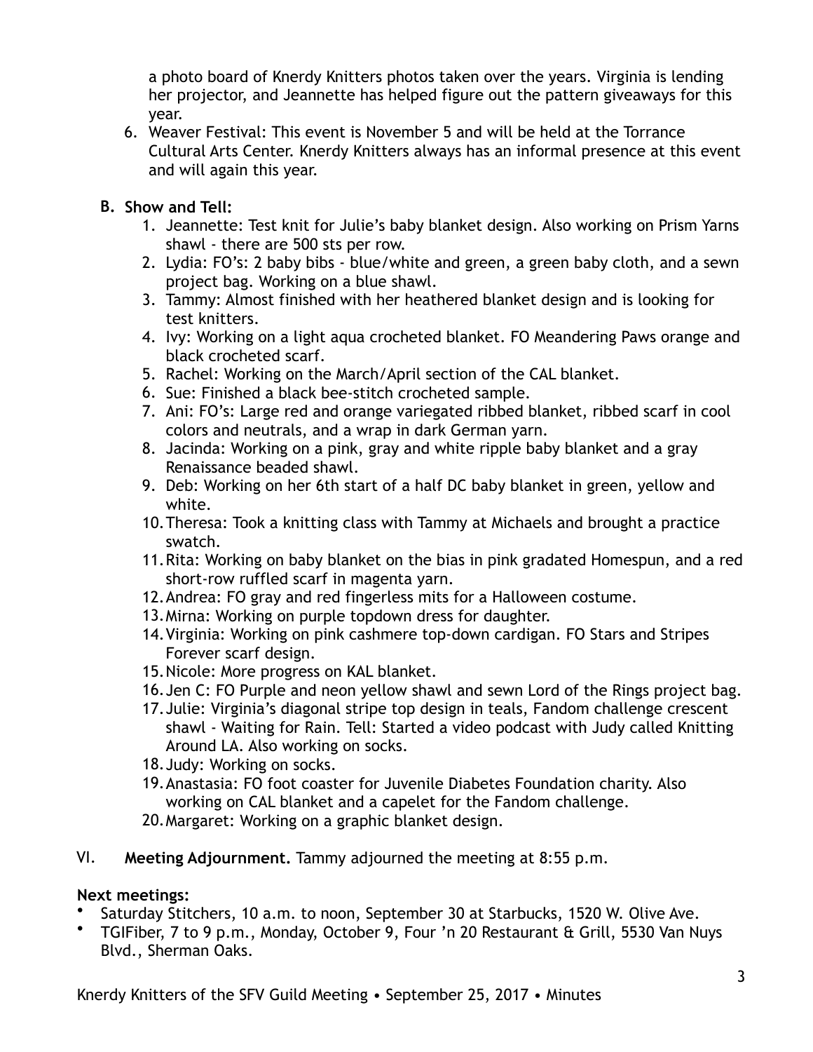a photo board of Knerdy Knitters photos taken over the years. Virginia is lending her projector, and Jeannette has helped figure out the pattern giveaways for this year.

6. Weaver Festival: This event is November 5 and will be held at the Torrance Cultural Arts Center. Knerdy Knitters always has an informal presence at this event and will again this year.

**B. Show and Tell:**

1. Jeannette: Test knit for Julie's baby blanket design. Also working on Prism Yarns shawl - there are 500 sts per row.
2. Lydia: FO's: 2 baby bibs - blue/white and green, a green baby cloth, and a sewn project bag. Working on a blue shawl.
3. Tammy: Almost finished with her heathered blanket design and is looking for test knitters.
4. Ivy: Working on a light aqua crocheted blanket. FO Meandering Paws orange and black crocheted scarf.
5. Rachel: Working on the March/April section of the CAL blanket.
6. Sue: Finished a black bee-stitch crocheted sample.
7. Ani: FO's: Large red and orange variegated ribbed blanket, ribbed scarf in cool colors and neutrals, and a wrap in dark German yarn.
8. Jacinda: Working on a pink, gray and white ripple baby blanket and a gray Renaissance beaded shawl.
9. Deb: Working on her 6th start of a half DC baby blanket in green, yellow and white.
10. Theresa: Took a knitting class with Tammy at Michaels and brought a practice swatch.
11. Rita: Working on baby blanket on the bias in pink gradated Homespun, and a red short-row ruffled scarf in magenta yarn.
12. Andrea: FO gray and red fingerless mits for a Halloween costume.
13. Mirna: Working on purple topdown dress for daughter.
14. Virginia: Working on pink cashmere top-down cardigan. FO Stars and Stripes Forever scarf design.
15. Nicole: More progress on KAL blanket.
16. Jen C: FO Purple and neon yellow shawl and sewn Lord of the Rings project bag.
17. Julie: Virginia's diagonal stripe top design in teals, Fandom challenge crescent shawl - Waiting for Rain. Tell: Started a video podcast with Judy called Knitting Around LA. Also working on socks.
18. Judy: Working on socks.
19. Anastasia: FO foot coaster for Juvenile Diabetes Foundation charity. Also working on CAL blanket and a capelet for the Fandom challenge.
20. Margaret: Working on a graphic blanket design.

VI. **Meeting Adjournment.** Tammy adjourned the meeting at 8:55 p.m.

**Next meetings:**

- Saturday Stitchers, 10 a.m. to noon, September 30 at Starbucks, 1520 W. Olive Ave.
- TGIFiber, 7 to 9 p.m., Monday, October 9, Four 'n 20 Restaurant & Grill, 5530 Van Nuys Blvd., Sherman Oaks.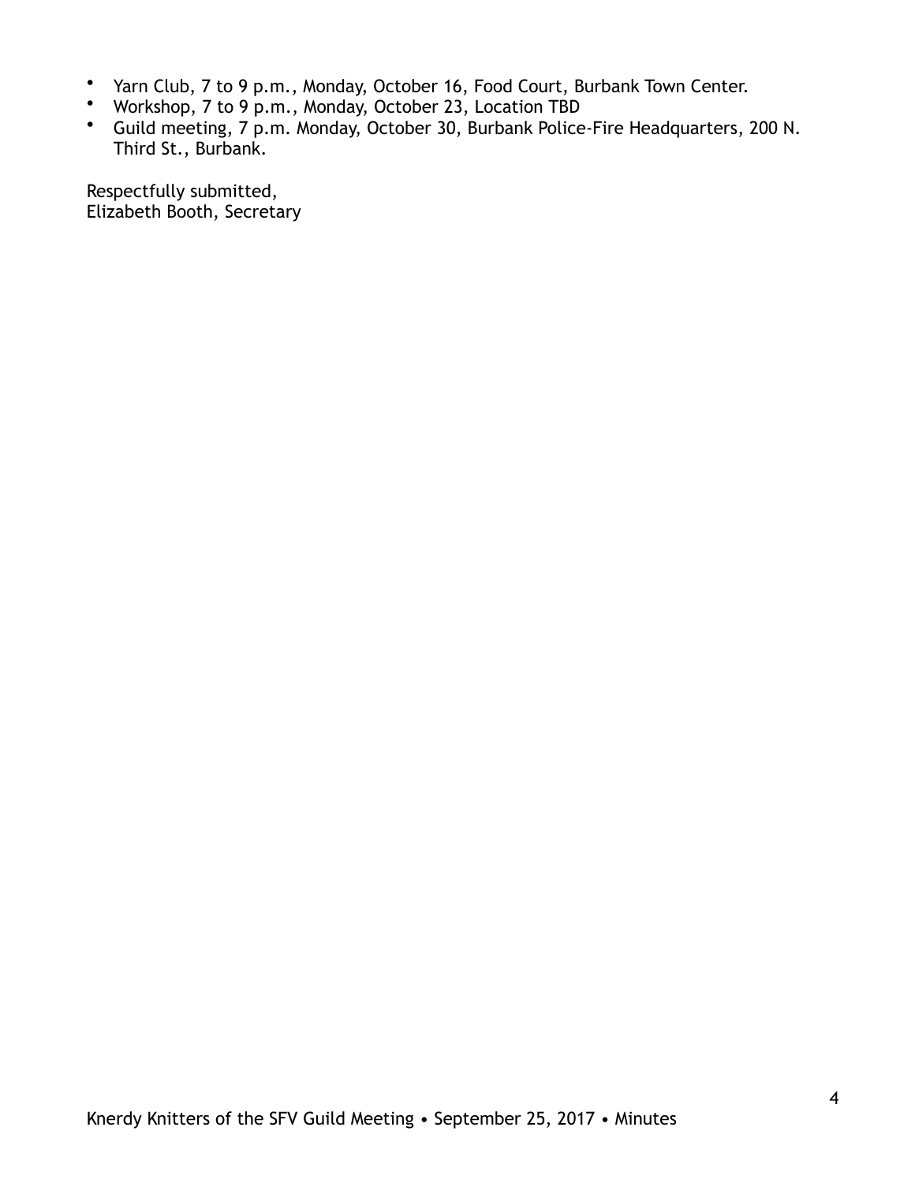- Yarn Club, 7 to 9 p.m., Monday, October 16, Food Court, Burbank Town Center.
- Workshop, 7 to 9 p.m., Monday, October 23, Location TBD
- Guild meeting, 7 p.m. Monday, October 30, Burbank Police-Fire Headquarters, 200 N. Third St., Burbank.

Respectfully submitted,
Elizabeth Booth, Secretary